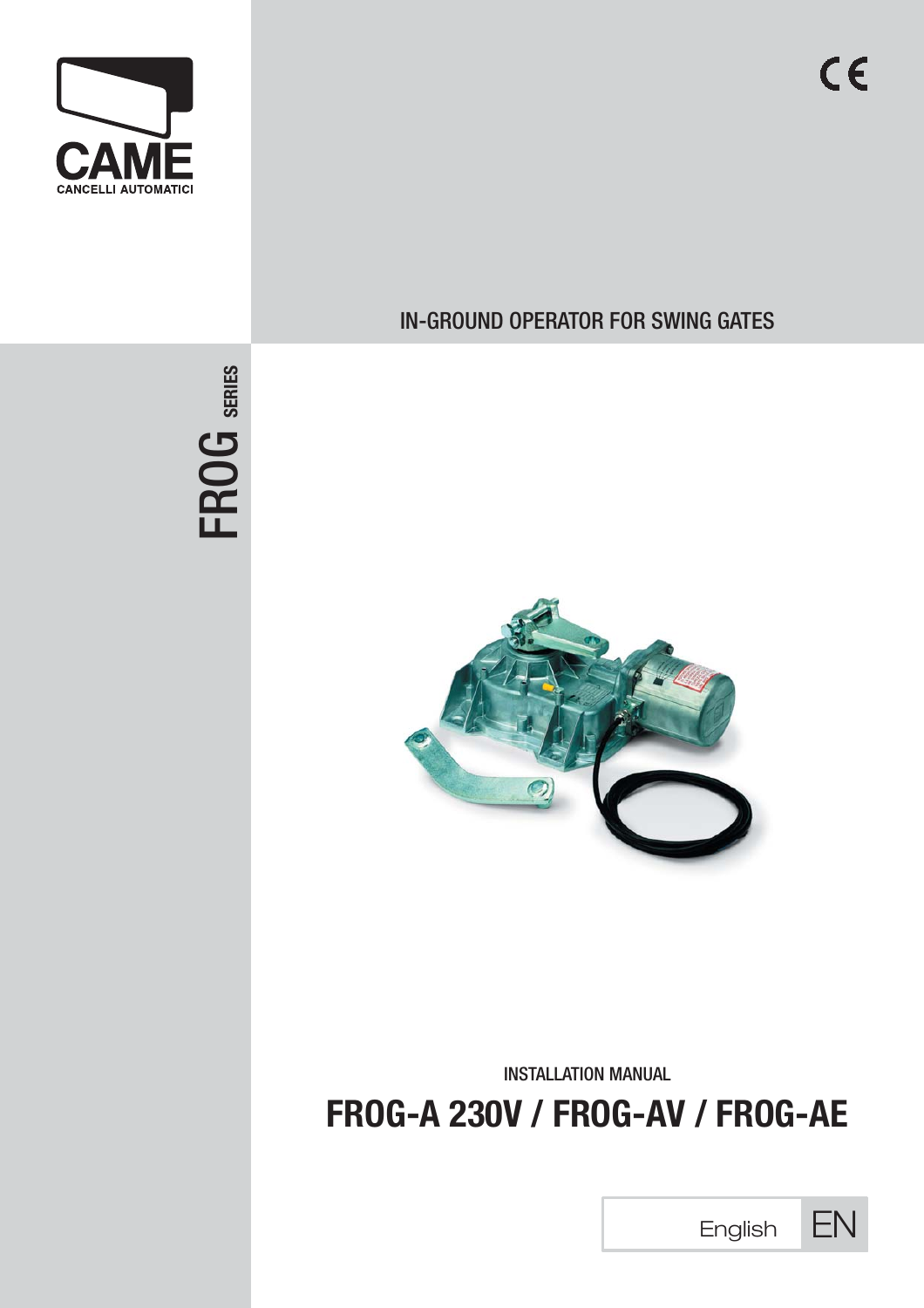CAME

CANCELLI AUTOMATICI

FROG SERIES

IN-GROUND OPERATOR FOR SWING GATES

INSTALLATION MANUAL

# FROG-A 230V / FROG-AV / FROG-AE

English EN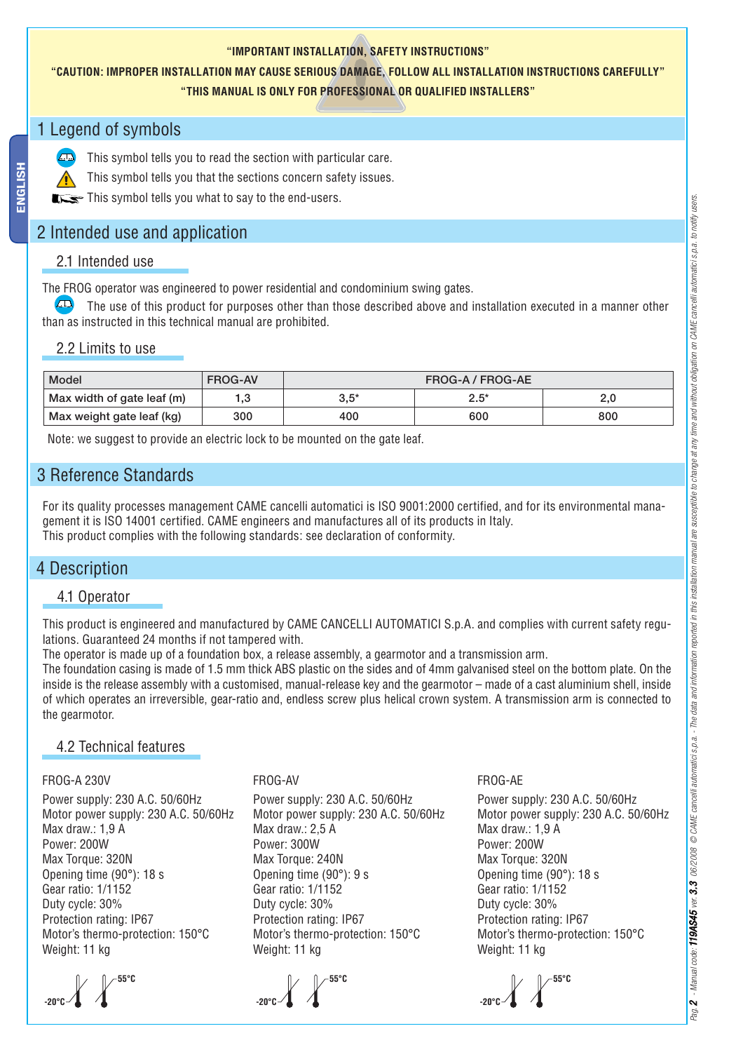"IMPORTANT INSTALLATION, SAFETY INSTRUCTIONS"

"CAUTION: IMPROPER INSTALLATION MAY CAUSE SERIOUS DAMAGE, FOLLOW ALL INSTALLATION INSTRUCTIONS CAREFULLY"

"THIS MANUAL IS ONLY FOR PROFESSIONAL OR QUALIFIED INSTALLERS"

# 1 Legend of symbols

This symbol tells you to read the section with particular care.

This symbol tells you that the sections concern safety issues.

This symbol tells you what to say to the end-users.

# 2 Intended use and application

## 2.1 Intended use

The FROG operator was engineered to power residential and condominium swing gates.

The use of this product for purposes other than those described above and installation executed in a manner other than as instructed in this technical manual are prohibited.

## 2.2 Limits to use

| Model | FROG-AV | FROG-A / FROG-AE | | |
|---|---|---|---|---|
| Max width of gate leaf (m) | 1,3 | 3,5* | 2.5* | 2,0 |
| Max weight gate leaf (kg) | 300 | 400 | 600 | 800 |

Note: we suggest to provide an electric lock to be mounted on the gate leaf.

# 3 Reference Standards

For its quality processes management CAME cancelli automatici is ISO 9001:2000 certified, and for its environmental management it is ISO 14001 certified. CAME engineers and manufactures all of its products in Italy.
This product complies with the following standards: see declaration of conformity.

# 4 Description

## 4.1 Operator

This product is engineered and manufactured by CAME CANCELLI AUTOMATICI S.p.A. and complies with current safety regulations. Guaranteed 24 months if not tampered with.
The operator is made up of a foundation box, a release assembly, a gearmotor and a transmission arm.
The foundation casing is made of 1.5 mm thick ABS plastic on the sides and of 4mm galvanised steel on the bottom plate. On the inside is the release assembly with a customised, manual-release key and the gearmotor – made of a cast aluminium shell, inside of which operates an irreversible, gear-ratio and, endless screw plus helical crown system. A transmission arm is connected to the gearmotor.

## 4.2 Technical features

FROG-A 230V

Power supply: 230 A.C. 50/60Hz
Motor power supply: 230 A.C. 50/60Hz
Max draw.: 1,9 A
Power: 200W
Max Torque: 320N
Opening time (90°): 18 s
Gear ratio: 1/1152
Duty cycle: 30%
Protection rating: IP67
Motor's thermo-protection: 150°C
Weight: 11 kg

-20°C 55°C

FROG-AV

Power supply: 230 A.C. 50/60Hz
Motor power supply: 230 A.C. 50/60Hz
Max draw.: 2,5 A
Power: 300W
Max Torque: 240N
Opening time (90°): 9 s
Gear ratio: 1/1152
Duty cycle: 30%
Protection rating: IP67
Motor's thermo-protection: 150°C
Weight: 11 kg

-20°C 55°C

FROG-AE

Power supply: 230 A.C. 50/60Hz
Motor power supply: 230 A.C. 50/60Hz
Max draw.: 1,9 A
Power: 200W
Max Torque: 320N
Opening time (90°): 18 s
Gear ratio: 1/1152
Duty cycle: 30%
Protection rating: IP67
Motor's thermo-protection: 150°C
Weight: 11 kg

-20°C 55°C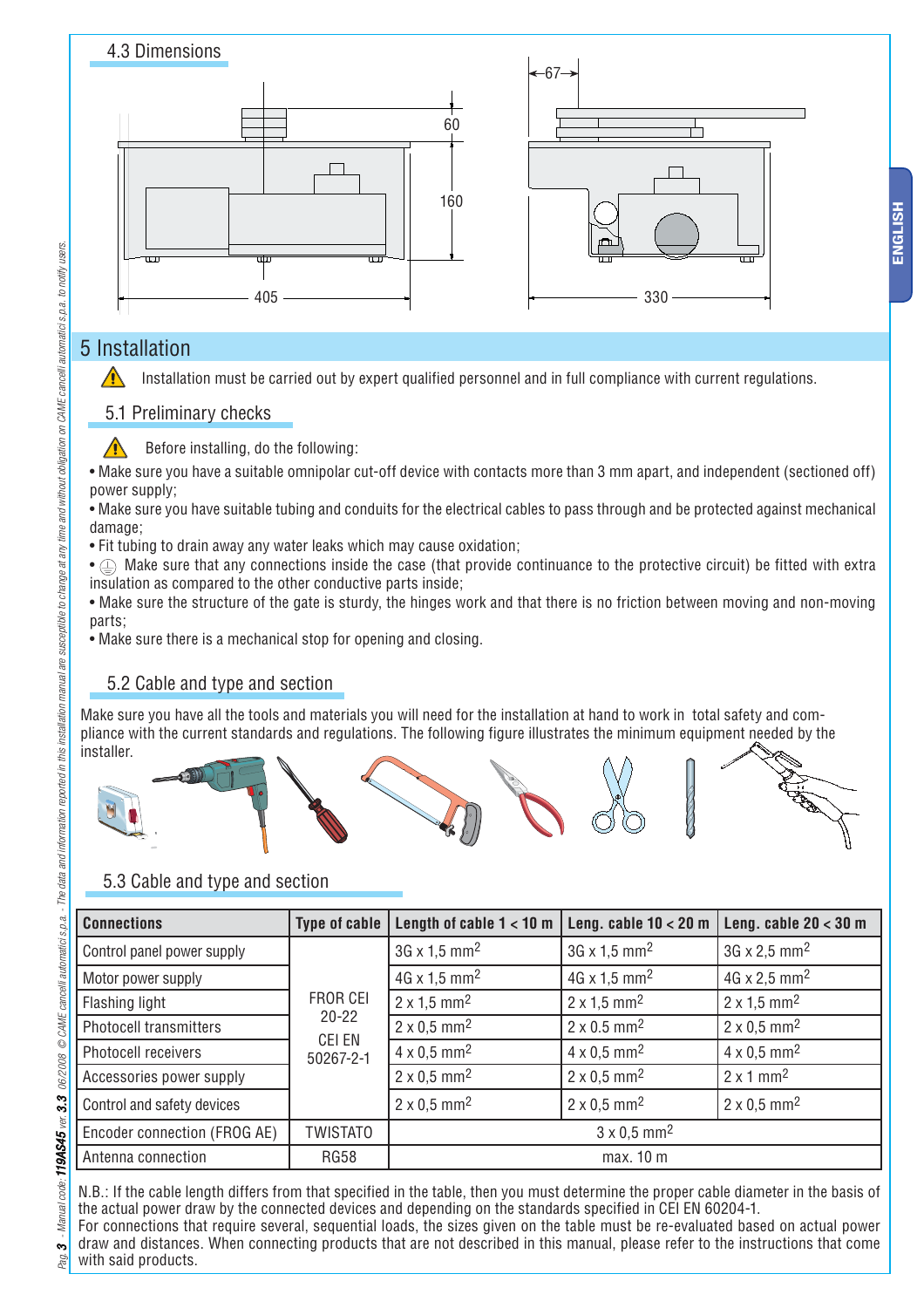## 4.3 Dimensions

## 5 Installation

Installation must be carried out by expert qualified personnel and in full compliance with current regulations.

### 5.1 Preliminary checks

Before installing, do the following:

- Make sure you have a suitable omnipolar cut-off device with contacts more than 3 mm apart, and independent (sectioned off) power supply;
- Make sure you have suitable tubing and conduits for the electrical cables to pass through and be protected against mechanical damage;
- Fit tubing to drain away any water leaks which may cause oxidation;
- ⏚ Make sure that any connections inside the case (that provide continuance to the protective circuit) be fitted with extra insulation as compared to the other conductive parts inside;
- Make sure the structure of the gate is sturdy, the hinges work and that there is no friction between moving and non-moving parts;
- Make sure there is a mechanical stop for opening and closing.

### 5.2 Cable and type and section

Make sure you have all the tools and materials you will need for the installation at hand to work in total safety and compliance with the current standards and regulations. The following figure illustrates the minimum equipment needed by the installer.

### 5.3 Cable and type and section

| Connections | Type of cable | Length of cable 1 < 10 m | Leng. cable 10 < 20 m | Leng. cable 20 < 30 m |
|---|---|---|---|---|
| Control panel power supply | FROR CEI 20-22 CEI EN 50267-2-1 | 3G x 1,5 mm$^2$ | 3G x 1,5 mm$^2$ | 3G x 2,5 mm$^2$ |
| Motor power supply | | 4G x 1,5 mm$^2$ | 4G x 1,5 mm$^2$ | 4G x 2,5 mm$^2$ |
| Flashing light | | 2 x 1,5 mm$^2$ | 2 x 1,5 mm$^2$ | 2 x 1,5 mm$^2$ |
| Photocell transmitters | | 2 x 0,5 mm$^2$ | 2 x 0.5 mm$^2$ | 2 x 0,5 mm$^2$ |
| Photocell receivers | | 4 x 0,5 mm$^2$ | 4 x 0,5 mm$^2$ | 4 x 0,5 mm$^2$ |
| Accessories power supply | | 2 x 0,5 mm$^2$ | 2 x 0,5 mm$^2$ | 2 x 1 mm$^2$ |
| Control and safety devices | | 2 x 0,5 mm$^2$ | 2 x 0,5 mm$^2$ | 2 x 0,5 mm$^2$ |
| Encoder connection (FROG AE) | TWISTATO | 3 x 0,5 mm$^2$ | | |
| Antenna connection | RG58 | max. 10 m | | |

N.B.: If the cable length differs from that specified in the table, then you must determine the proper cable diameter in the basis of the actual power draw by the connected devices and depending on the standards specified in CEI EN 60204-1.
For connections that require several, sequential loads, the sizes given on the table must be re-evaluated based on actual power draw and distances. When connecting products that are not described in this manual, please refer to the instructions that come with said products.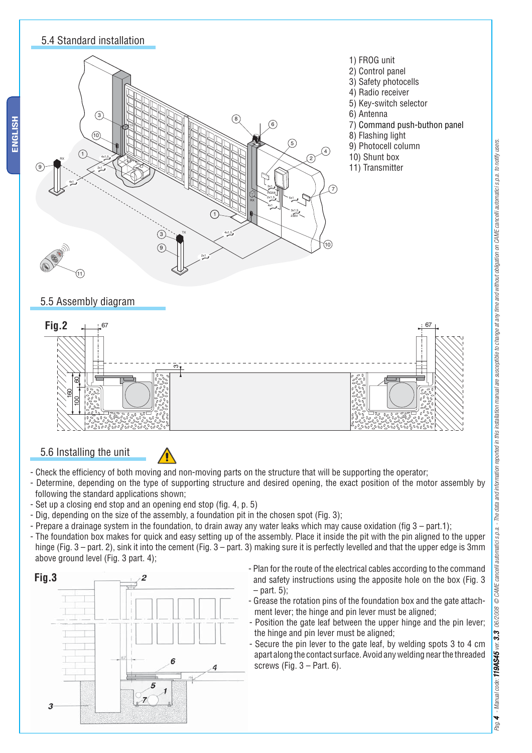## 5.4 Standard installation

1) FROG unit
2) Control panel
3) Safety photocells
4) Radio receiver
5) Key-switch selector
6) Antenna
7) Command push-buthon panel
8) Flashing light
9) Photocell column
10) Shunt box
11) Transmitter

## 5.5 Assembly diagram

**Fig.2**

## 5.6 Installing the unit

- Check the efficiency of both moving and non-moving parts on the structure that will be supporting the operator;
- Determine, depending on the type of supporting structure and desired opening, the exact position of the motor assembly by following the standard applications shown;
- Set up a closing end stop and an opening end stop (fig. 4, p. 5)
- Dig, depending on the size of the assembly, a foundation pit in the chosen spot (Fig. 3);
- Prepare a drainage system in the foundation, to drain away any water leaks which may cause oxidation (fig 3 – part.1);
- The foundation box makes for quick and easy setting up of the assembly. Place it inside the pit with the pin aligned to the upper hinge (Fig. 3 – part. 2), sink it into the cement (Fig. 3 – part. 3) making sure it is perfectly levelled and that the upper edge is 3mm above ground level (Fig. 3 part. 4);

**Fig.3**

- Plan for the route of the electrical cables according to the command and safety instructions using the apposite hole on the box (Fig. 3 – part. 5);
- Grease the rotation pins of the foundation box and the gate attachment lever; the hinge and pin lever must be aligned;
- Position the gate leaf between the upper hinge and the pin lever; the hinge and pin lever must be aligned;
- Secure the pin lever to the gate leaf, by welding spots 3 to 4 cm apart along the contact surface. Avoid any welding near the threaded screws (Fig. 3 – Part. 6).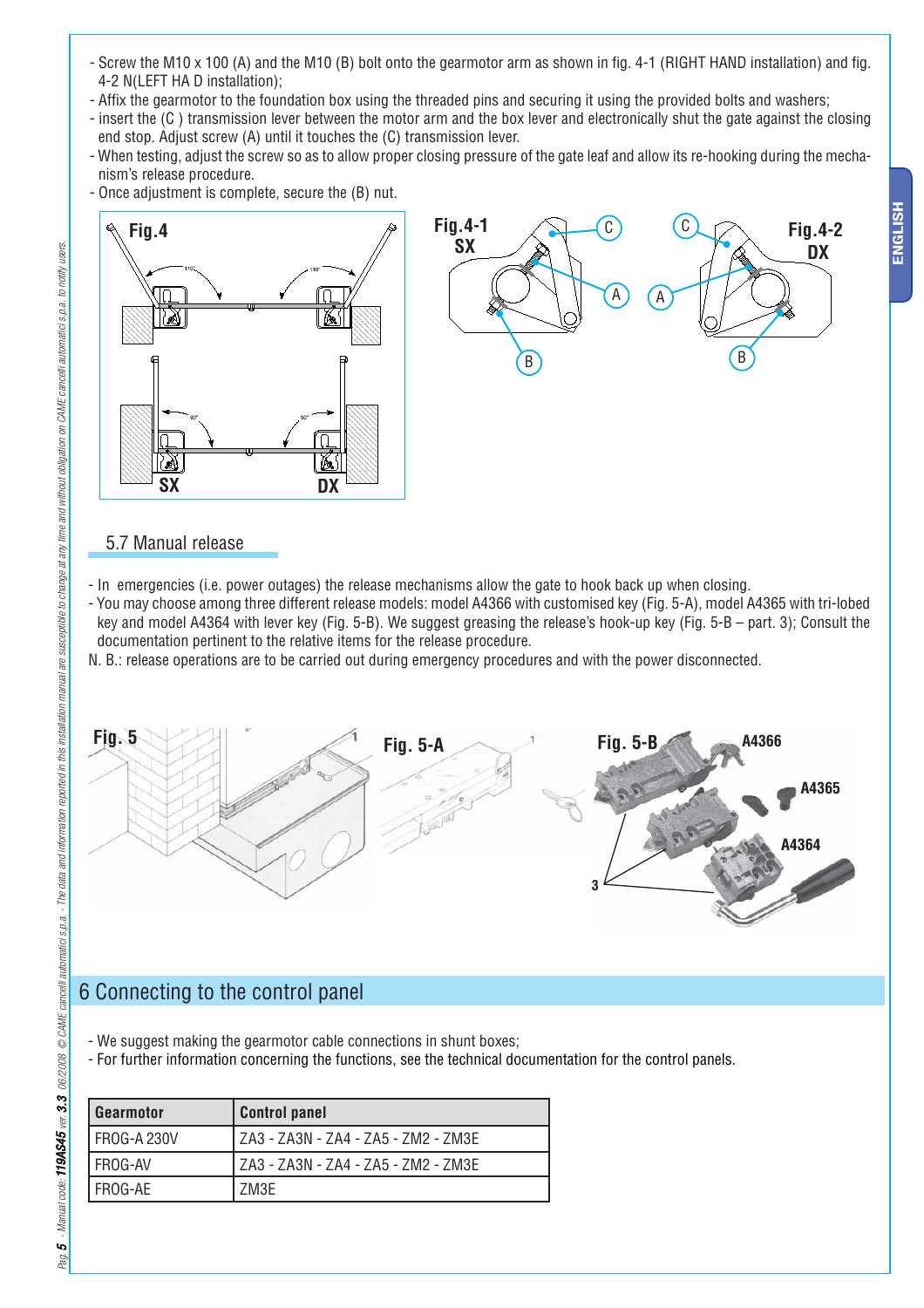- Screw the M10 x 100 (A) and the M10 (B) bolt onto the gearmotor arm as shown in fig. 4-1 (RIGHT HAND installation) and fig. 4-2 N(LEFT HA D installation);
- Affix the gearmotor to the foundation box using the threaded pins and securing it using the provided bolts and washers;
- insert the (C ) transmission lever between the motor arm and the box lever and electronically shut the gate against the closing end stop. Adjust screw (A) until it touches the (C) transmission lever.
- When testing, adjust the screw so as to allow proper closing pressure of the gate leaf and allow its re-hooking during the mechanism's release procedure.
- Once adjustment is complete, secure the (B) nut.

Fig.4

Fig.4-1 SX

Fig.4-2 DX

## 5.7 Manual release

- In emergencies (i.e. power outages) the release mechanisms allow the gate to hook back up when closing.
- You may choose among three different release models: model A4366 with customised key (Fig. 5-A), model A4365 with tri-lobed key and model A4364 with lever key (Fig. 5-B). We suggest greasing the release's hook-up key (Fig. 5-B – part. 3); Consult the documentation pertinent to the relative items for the release procedure.

N. B.: release operations are to be carried out during emergency procedures and with the power disconnected.

Fig. 5

Fig. 5-A

Fig. 5-B

# 6 Connecting to the control panel

- We suggest making the gearmotor cable connections in shunt boxes;
- For further information concerning the functions, see the technical documentation for the control panels.

| Gearmotor | Control panel |
|---|---|
| FROG-A 230V | ZA3 - ZA3N - ZA4 - ZA5 - ZM2 - ZM3E |
| FROG-AV | ZA3 - ZA3N - ZA4 - ZA5 - ZM2 - ZM3E |
| FROG-AE | ZM3E |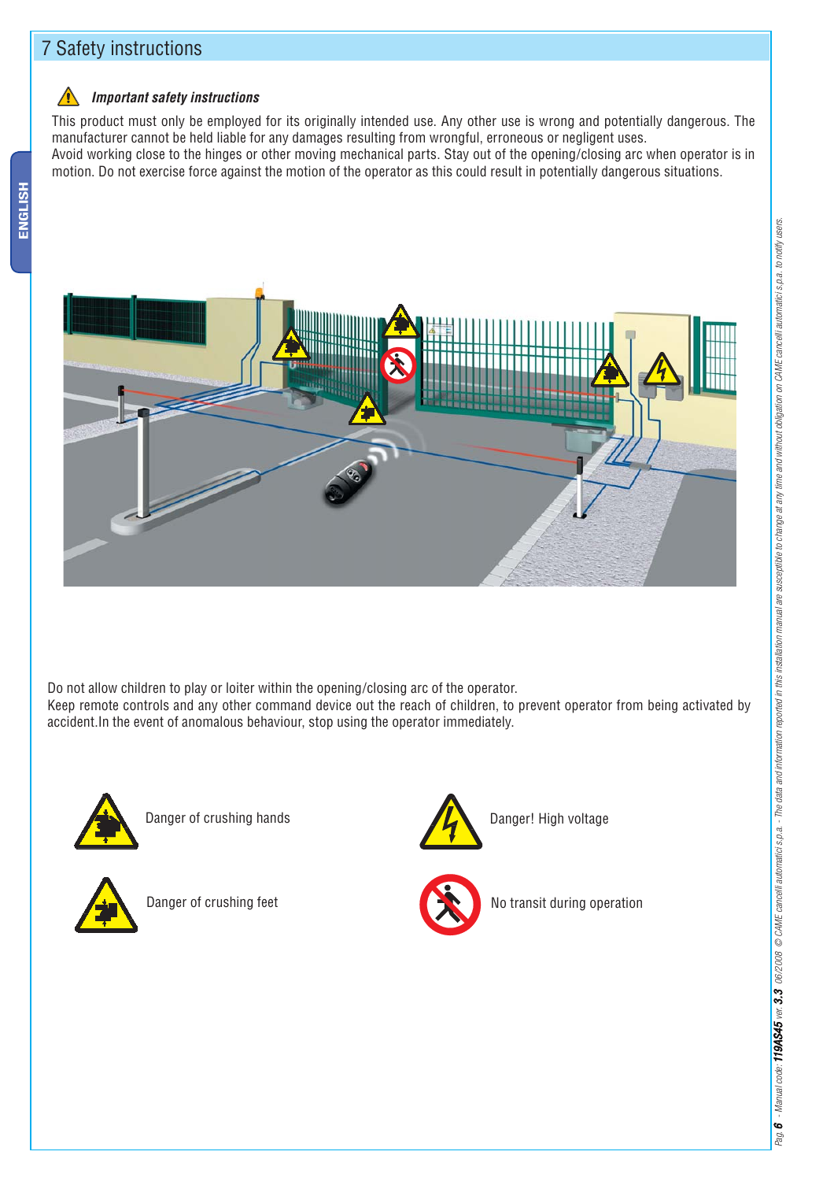## 7 Safety instructions

***Important safety instructions***

This product must only be employed for its originally intended use. Any other use is wrong and potentially dangerous. The manufacturer cannot be held liable for any damages resulting from wrongful, erroneous or negligent uses.
Avoid working close to the hinges or other moving mechanical parts. Stay out of the opening/closing arc when operator is in motion. Do not exercise force against the motion of the operator as this could result in potentially dangerous situations.

Do not allow children to play or loiter within the opening/closing arc of the operator.
Keep remote controls and any other command device out the reach of children, to prevent operator from being activated by accident.In the event of anomalous behaviour, stop using the operator immediately.

Danger of crushing hands

Danger! High voltage

Danger of crushing feet

No transit during operation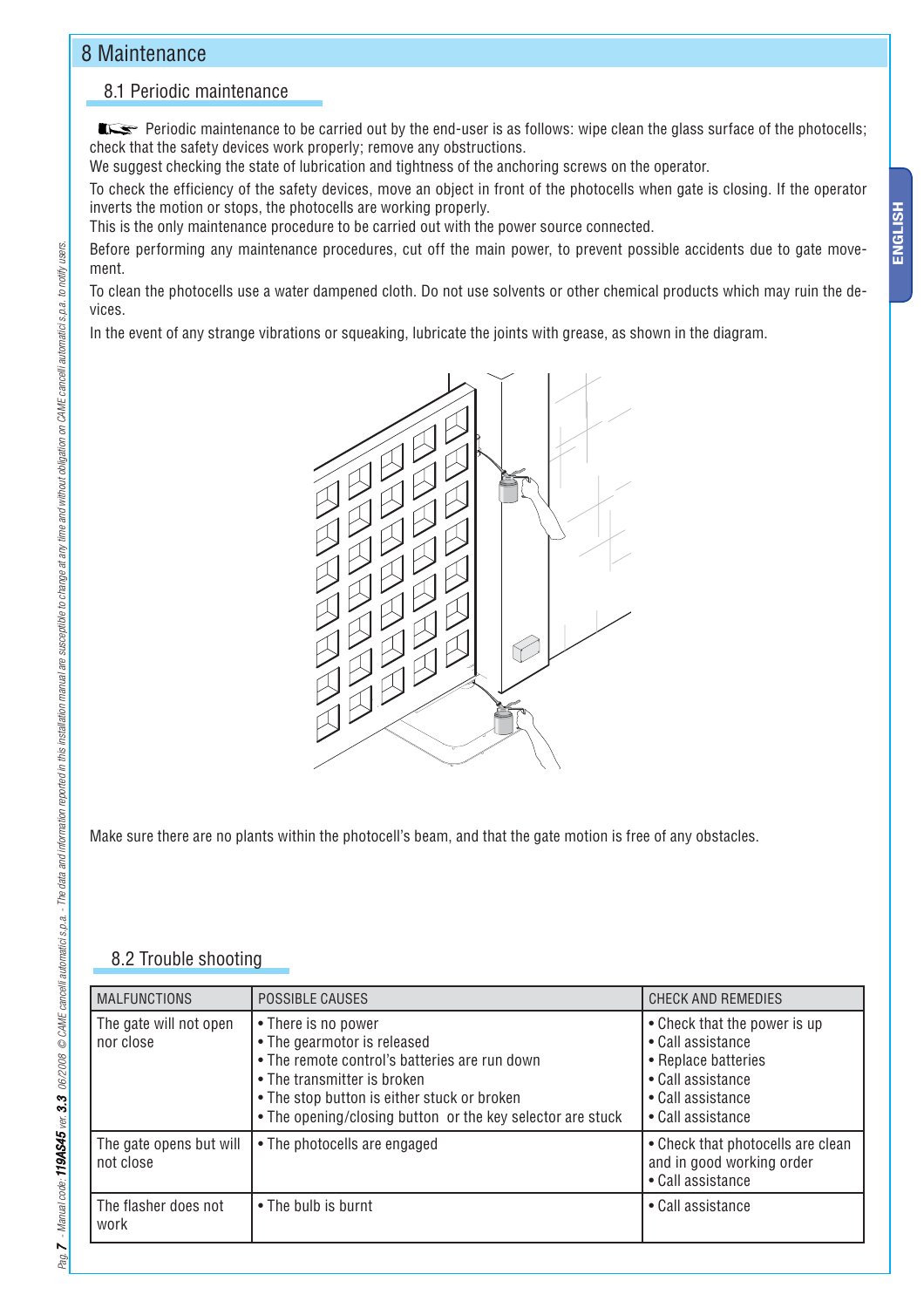# 8 Maintenance

## 8.1 Periodic maintenance

Periodic maintenance to be carried out by the end-user is as follows: wipe clean the glass surface of the photocells; check that the safety devices work properly; remove any obstructions.
We suggest checking the state of lubrication and tightness of the anchoring screws on the operator.

To check the efficiency of the safety devices, move an object in front of the photocells when gate is closing. If the operator inverts the motion or stops, the photocells are working properly.
This is the only maintenance procedure to be carried out with the power source connected.

Before performing any maintenance procedures, cut off the main power, to prevent possible accidents due to gate movement.

To clean the photocells use a water dampened cloth. Do not use solvents or other chemical products which may ruin the devices.

In the event of any strange vibrations or squeaking, lubricate the joints with grease, as shown in the diagram.

Make sure there are no plants within the photocell's beam, and that the gate motion is free of any obstacles.

## 8.2 Trouble shooting

| MALFUNCTIONS | POSSIBLE CAUSES | CHECK AND REMEDIES |
|---|---|---|
| The gate will not open nor close | • There is no power<br>• The gearmotor is released<br>• The remote control's batteries are run down<br>• The transmitter is broken<br>• The stop button is either stuck or broken<br>• The opening/closing button or the key selector are stuck | • Check that the power is up<br>• Call assistance<br>• Replace batteries<br>• Call assistance<br>• Call assistance<br>• Call assistance |
| The gate opens but will not close | • The photocells are engaged | • Check that photocells are clean and in good working order<br>• Call assistance |
| The flasher does not work | • The bulb is burnt | • Call assistance |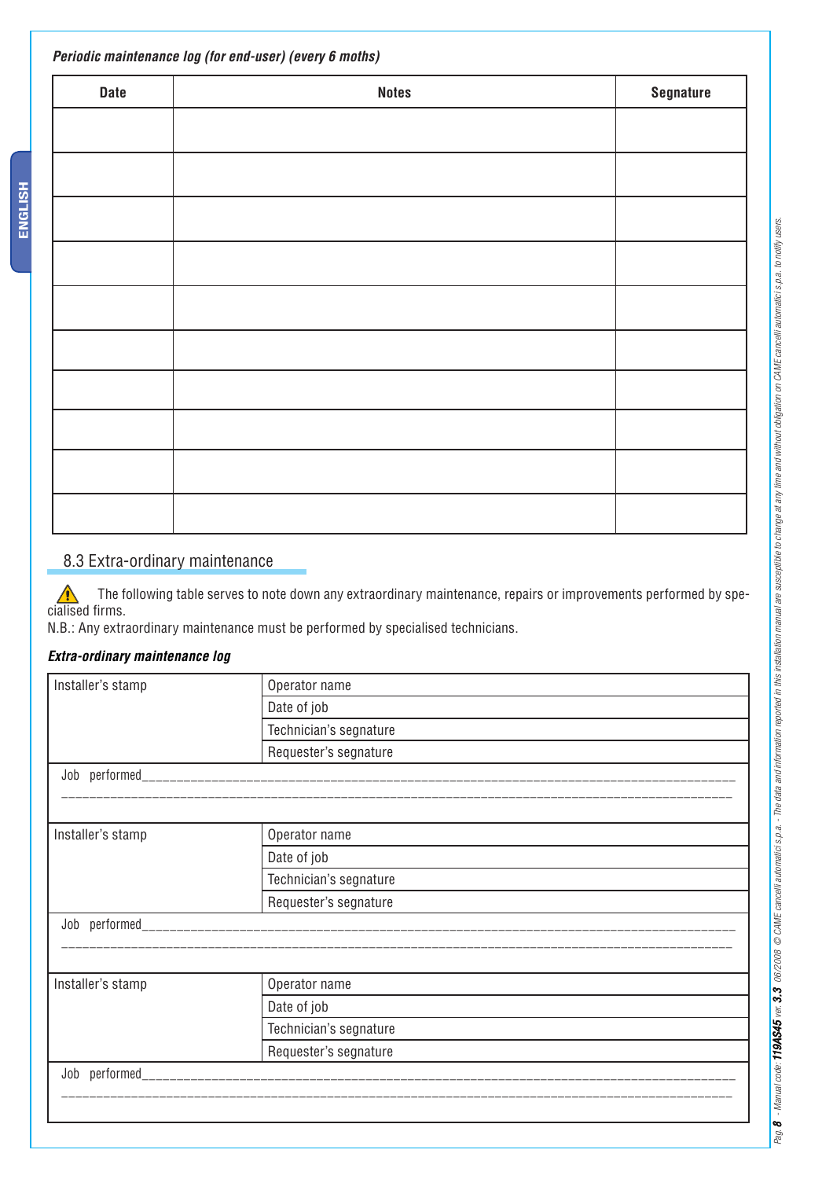***Periodic maintenance log (for end-user) (every 6 moths)***

| Date | Notes | Segnature |
|---|---|---|
| | | |
| | | |
| | | |
| | | |
| | | |
| | | |
| | | |
| | | |
| | | |
| | | |

## 8.3 Extra-ordinary maintenance

⚠ The following table serves to note down any extraordinary maintenance, repairs or improvements performed by specialised firms.

N.B.: Any extraordinary maintenance must be performed by specialised technicians.

***Extra-ordinary maintenance log***

| Installer's stamp | Operator name |
|---|---|
| | Date of job |
| | Technician's segnature |
| | Requester's segnature |
| Job performed________________________________________________ | |

| Installer's stamp | Operator name |
|---|---|
| | Date of job |
| | Technician's segnature |
| | Requester's segnature |
| Job performed________________________________________________ | |

| Installer's stamp | Operator name |
|---|---|
| | Date of job |
| | Technician's segnature |
| | Requester's segnature |
| Job performed________________________________________________ | |

Manual code: **119AS45** ver. **3.3** 06/2008 © CAME cancelli automatici s.p.a. - The data and information reported in this installation manual are susceptible to change at any time and without obligation on CAME cancelli automatici s.p.a. to notify users.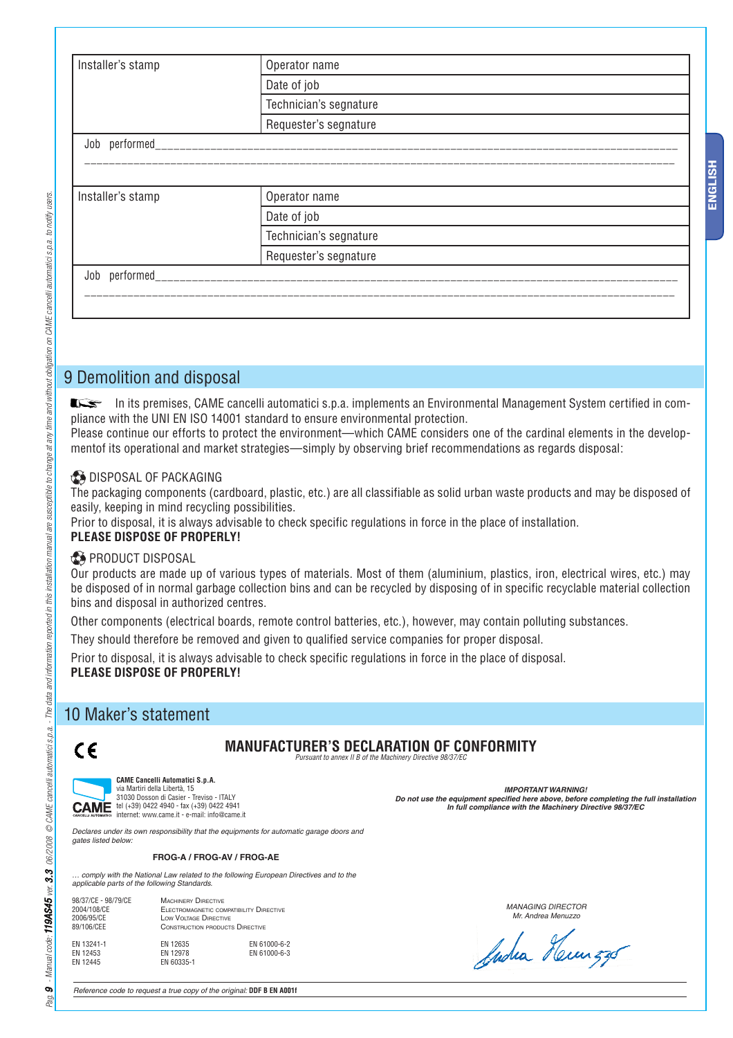| Installer's stamp | Operator name |
|---|---|
| | Date of job |
| | Technician's segnature |
| | Requester's segnature |
| Job performed________________________________________________ | |

| Installer's stamp | Operator name |
|---|---|
| | Date of job |
| | Technician's segnature |
| | Requester's segnature |
| Job performed________________________________________________ | |

## 9 Demolition and disposal

In its premises, CAME cancelli automatici s.p.a. implements an Environmental Management System certified in compliance with the UNI EN ISO 14001 standard to ensure environmental protection.

Please continue our efforts to protect the environment—which CAME considers one of the cardinal elements in the developmentof its operational and market strategies—simply by observing brief recommendations as regards disposal:

### DISPOSAL OF PACKAGING

The packaging components (cardboard, plastic, etc.) are all classifiable as solid urban waste products and may be disposed of easily, keeping in mind recycling possibilities.

Prior to disposal, it is always advisable to check specific regulations in force in the place of installation.

**PLEASE DISPOSE OF PROPERLY!**

### PRODUCT DISPOSAL

Our products are made up of various types of materials. Most of them (aluminium, plastics, iron, electrical wires, etc.) may be disposed of in normal garbage collection bins and can be recycled by disposing of in specific recyclable material collection bins and disposal in authorized centres.

Other components (electrical boards, remote control batteries, etc.), however, may contain polluting substances.

They should therefore be removed and given to qualified service companies for proper disposal.

Prior to disposal, it is always advisable to check specific regulations in force in the place of disposal.

**PLEASE DISPOSE OF PROPERLY!**

## 10 Maker's statement

CE

**MANUFACTURER'S DECLARATION OF CONFORMITY**

*Pursuant to annex II B of the Machinery Directive 98/37/EC*

**CAME Cancelli Automatici S.p.A.**
via Martiri della Libertà, 15
31030 Dosson di Casier - Treviso - ITALY
tel (+39) 0422 4940 - fax (+39) 0422 4941
internet: www.came.it - e-mail: info@came.it

***IMPORTANT WARNING!***
***Do not use the equipment specified here above, before completing the full installation***
***In full compliance with the Machinery Directive 98/37/EC***

*Declares under its own responsibility that the equipments for automatic garage doors and gates listed below:*

**FROG-A / FROG-AV / FROG-AE**

*… comply with the National Law related to the following European Directives and to the applicable parts of the following Standards.*

| | |
|---|---|
| 98/37/CE - 98/79/CE | Machinery Directive |
| 2004/108/CE | Electromagnetic compatibility Directive |
| 2006/95/CE | Low Voltage Directive |
| 89/106/CEE | Construction products Directive |

| | | |
|---|---|---|
| EN 13241-1 | EN 12635 | EN 61000-6-2 |
| EN 12453 | EN 12978 | EN 61000-6-3 |
| EN 12445 | EN 60335-1 | |

*MANAGING DIRECTOR*
*Mr. Andrea Menuzzo*

*Reference code to request a true copy of the original:* **DDF B EN A001f**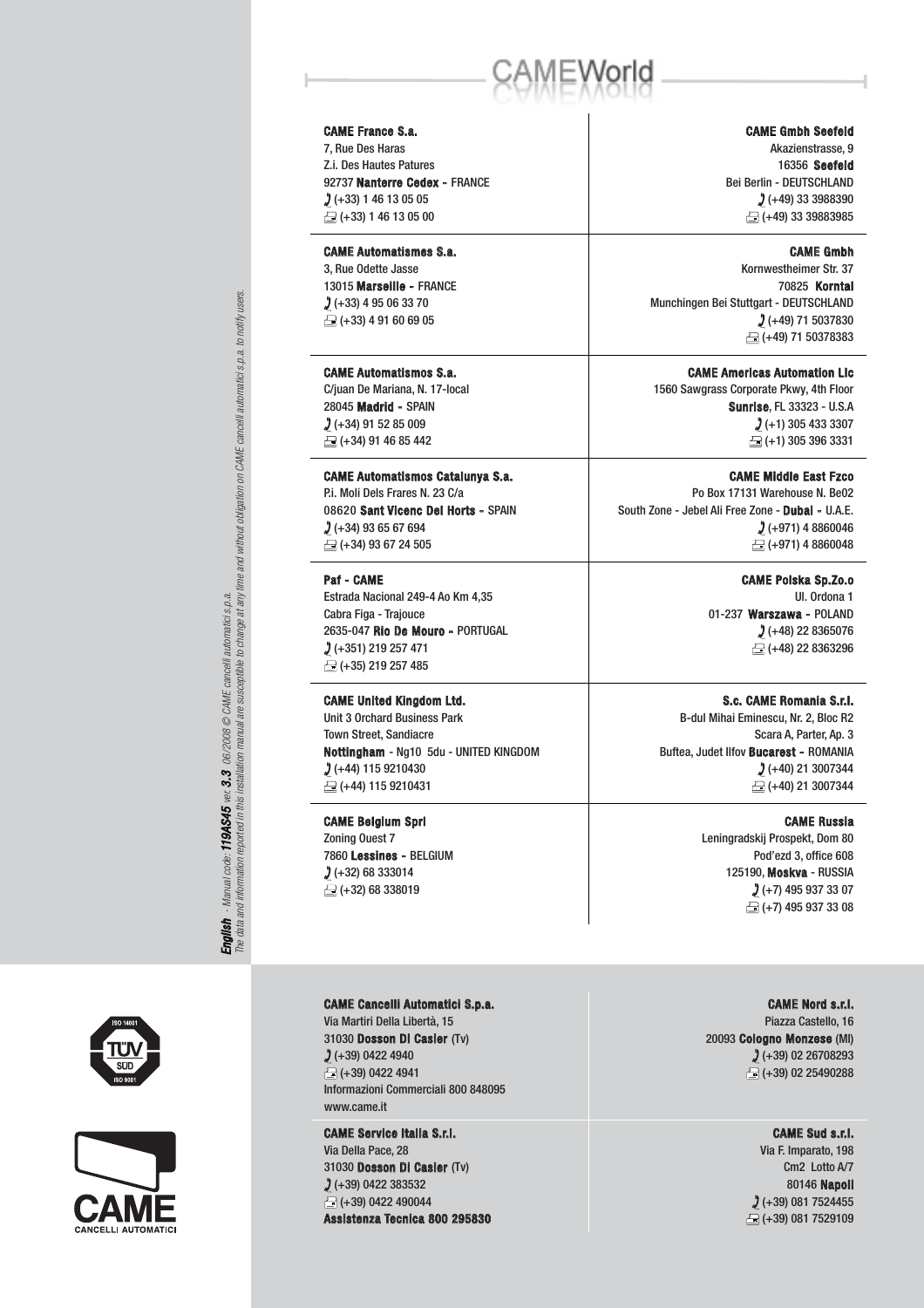# CAMEWorld

**CAME France S.a.**
7, Rue Des Haras
Z.i. Des Hautes Patures
92737 **Nanterre Cedex** - FRANCE
(+33) 1 46 13 05 05
(+33) 1 46 13 05 00

**CAME Gmbh Seefeld**
Akazienstrasse, 9
16356 **Seefeld**
Bei Berlin - DEUTSCHLAND
(+49) 33 3988390
(+49) 33 39883985

**CAME Automatismes S.a.**
3, Rue Odette Jasse
13015 **Marseille** - FRANCE
(+33) 4 95 06 33 70
(+33) 4 91 60 69 05

**CAME Gmbh**
Kornwestheimer Str. 37
70825 **Korntal**
Munchingen Bei Stuttgart - DEUTSCHLAND
(+49) 71 5037830
(+49) 71 50378383

**CAME Automatismos S.a.**
C/juan De Mariana, N. 17-local
28045 **Madrid** - SPAIN
(+34) 91 52 85 009
(+34) 91 46 85 442

**CAME Americas Automation Llc**
1560 Sawgrass Corporate Pkwy, 4th Floor
**Sunrise**, FL 33323 - U.S.A
(+1) 305 433 3307
(+1) 305 396 3331

**CAME Automatismos Catalunya S.a.**
P.i. Moli Dels Frares N. 23 C/a
08620 **Sant Vicenc Del Horts** - SPAIN
(+34) 93 65 67 694
(+34) 93 67 24 505

**CAME Middle East Fzco**
Po Box 17131 Warehouse N. Be02
South Zone - Jebel Ali Free Zone - **Dubai** - U.A.E.
(+971) 4 8860046
(+971) 4 8860048

**Paf - CAME**
Estrada Nacional 249-4 Ao Km 4,35
Cabra Figa - Trajouce
2635-047 **Rio De Mouro** - PORTUGAL
(+351) 219 257 471
(+35) 219 257 485

**CAME Polska Sp.Zo.o**
Ul. Ordona 1
01-237 **Warszawa** - POLAND
(+48) 22 8365076
(+48) 22 8363296

**CAME United Kingdom Ltd.**
Unit 3 Orchard Business Park
Town Street, Sandiacre
**Nottingham** - Ng10 5du - UNITED KINGDOM
(+44) 115 9210430
(+44) 115 9210431

**S.c. CAME Romania S.r.l.**
B-dul Mihai Eminescu, Nr. 2, Bloc R2
Scara A, Parter, Ap. 3
Buftea, Judet Ilfov **Bucarest** - ROMANIA
(+40) 21 3007344
(+40) 21 3007344

**CAME Belgium Sprl**
Zoning Ouest 7
7860 **Lessines** - BELGIUM
(+32) 68 333014
(+32) 68 338019

**CAME Russia**
Leningradskij Prospekt, Dom 80
Pod'ezd 3, office 608
125190, **Moskva** - RUSSIA
(+7) 495 937 33 07
(+7) 495 937 33 08

***English*** - Manual code: ***119AS45*** ver. ***3.3*** 06/2008 © CAME cancelli automatici s.p.a.
*The data and information reported in this installation manual are susceptible to change at any time and without obligation on CAME cancelli automatici s.p.a. to notify users.*

**CAME Cancelli Automatici S.p.a.**
Via Martiri Della Libertà, 15
31030 **Dosson Di Casier** (Tv)
(+39) 0422 4940
(+39) 0422 4941
Informazioni Commerciali 800 848095
www.came.it

**CAME Nord s.r.l.**
Piazza Castello, 16
20093 **Cologno Monzese** (MI)
(+39) 02 26708293
(+39) 02 25490288

**CAME Service Italia S.r.l.**
Via Della Pace, 28
31030 **Dosson Di Casier** (Tv)
(+39) 0422 383532
(+39) 0422 490044
**Assistenza Tecnica 800 295830**

**CAME Sud s.r.l.**
Via F. Imparato, 198
Cm2 Lotto A/7
80146 **Napoli**
(+39) 081 7524455
(+39) 081 7529109

ISO 14001 TÜV SÜD ISO 9001

CAME CANCELLI AUTOMATICI